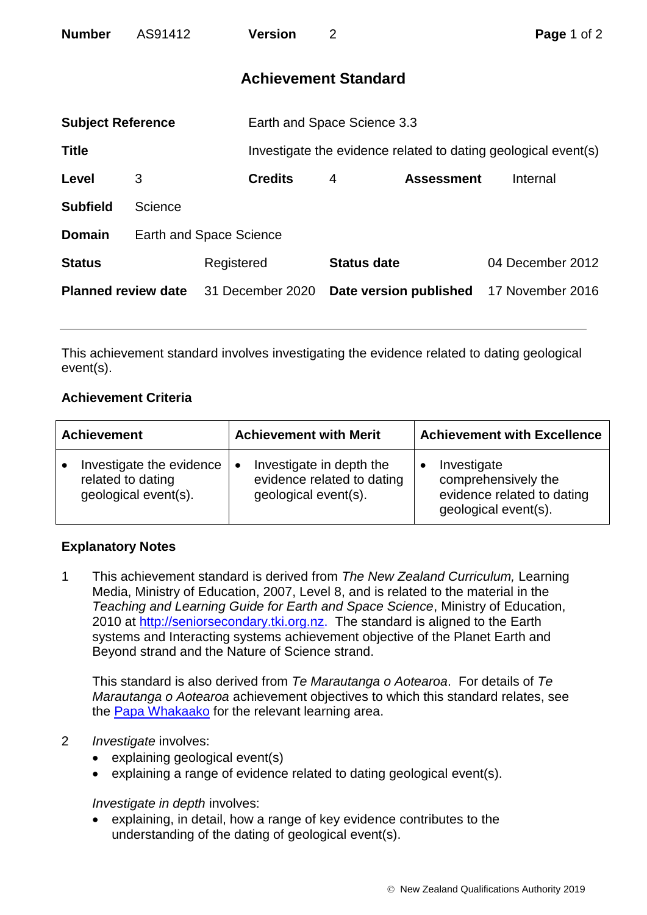| **Number** | AS91412 | **Version** | 2 |
|---|---|---|---|

## Achievement Standard

| | | | |
|---|---|---|---|
| **Subject Reference** | Earth and Space Science 3.3 | | |
| **Title** | Investigate the evidence related to dating geological event(s) | | |
| **Level** | 3 | **Credits** 4 | **Assessment** Internal |
| **Subfield** | Science | | |
| **Domain** | Earth and Space Science | | |
| **Status** | Registered | **Status date** | 04 December 2012 |
| **Planned review date** | 31 December 2020 | **Date version published** | 17 November 2016 |

This achievement standard involves investigating the evidence related to dating geological event(s).

### Achievement Criteria

| Achievement | Achievement with Merit | Achievement with Excellence |
|---|---|---|
| • Investigate the evidence related to dating geological event(s). | • Investigate in depth the evidence related to dating geological event(s). | • Investigate comprehensively the evidence related to dating geological event(s). |

### Explanatory Notes

1. This achievement standard is derived from *The New Zealand Curriculum,* Learning Media, Ministry of Education, 2007, Level 8, and is related to the material in the *Teaching and Learning Guide for Earth and Space Science*, Ministry of Education, 2010 at http://seniorsecondary.tki.org.nz. The standard is aligned to the Earth systems and Interacting systems achievement objective of the Planet Earth and Beyond strand and the Nature of Science strand.

   This standard is also derived from *Te Marautanga o Aotearoa*. For details of *Te Marautanga o Aotearoa* achievement objectives to which this standard relates, see the Papa Whakaako for the relevant learning area.

2. *Investigate* involves:
   - explaining geological event(s)
   - explaining a range of evidence related to dating geological event(s).

   *Investigate in depth* involves:
   - explaining, in detail, how a range of key evidence contributes to the understanding of the dating of geological event(s).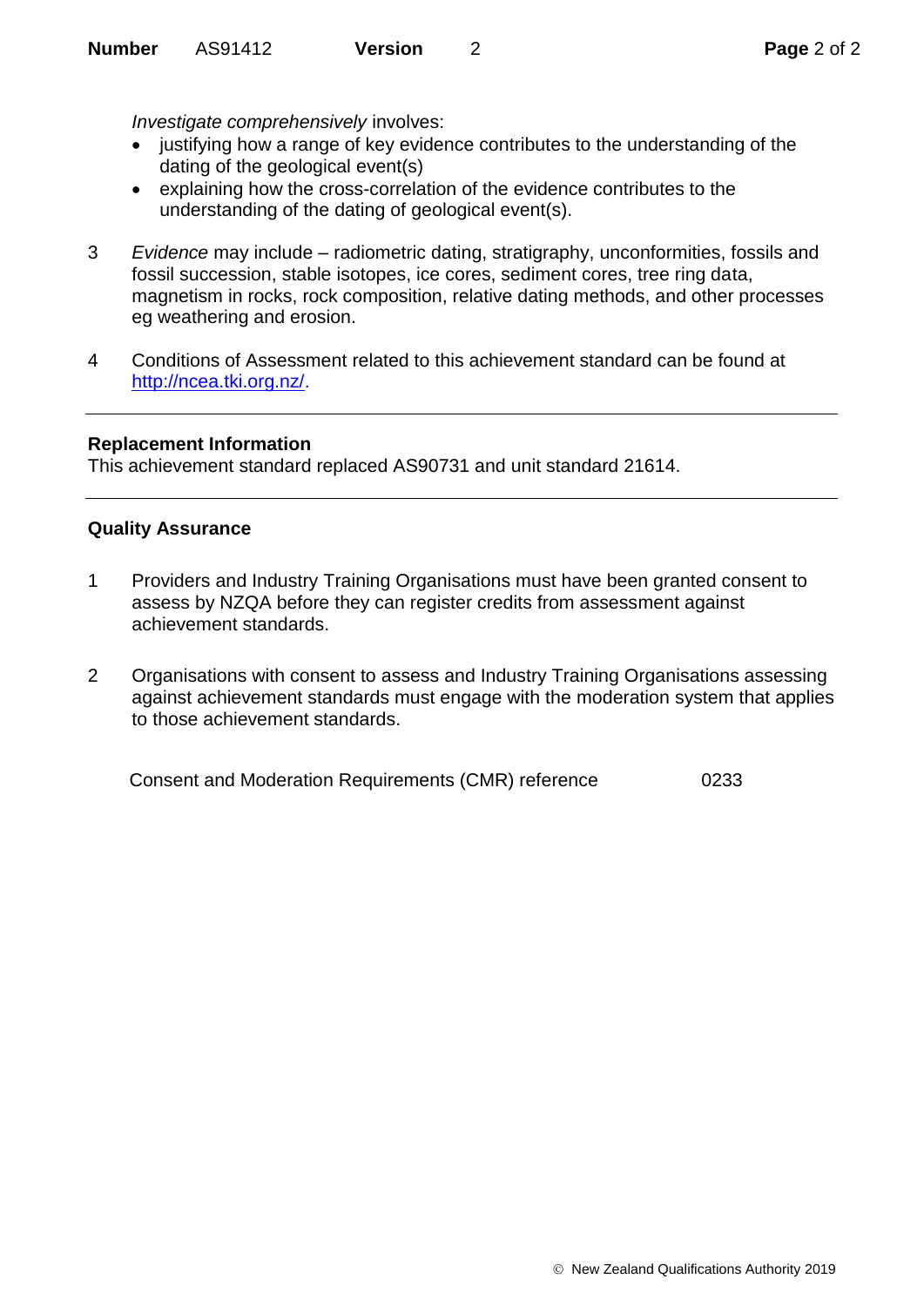*Investigate comprehensively* involves:

- justifying how a range of key evidence contributes to the understanding of the dating of the geological event(s)
- explaining how the cross-correlation of the evidence contributes to the understanding of the dating of geological event(s).

3 *Evidence* may include – radiometric dating, stratigraphy, unconformities, fossils and fossil succession, stable isotopes, ice cores, sediment cores, tree ring data, magnetism in rocks, rock composition, relative dating methods, and other processes eg weathering and erosion.

4 Conditions of Assessment related to this achievement standard can be found at http://ncea.tki.org.nz/.

---

**Replacement Information**

This achievement standard replaced AS90731 and unit standard 21614.

---

**Quality Assurance**

1 Providers and Industry Training Organisations must have been granted consent to assess by NZQA before they can register credits from assessment against achievement standards.

2 Organisations with consent to assess and Industry Training Organisations assessing against achievement standards must engage with the moderation system that applies to those achievement standards.

Consent and Moderation Requirements (CMR) reference 0233

© New Zealand Qualifications Authority 2019